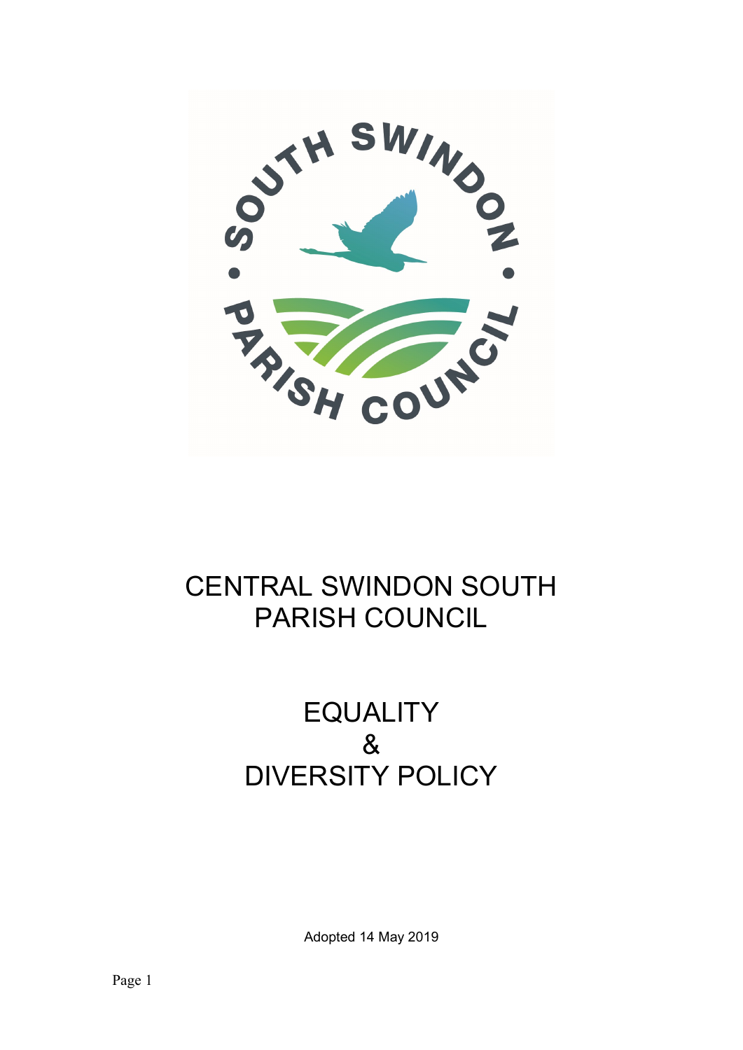# CENTRAL SWINDON SOUTH PARISH COUNCIL

# EQUALITY & DIVERSITY POLICY

Adopted 14 May 2019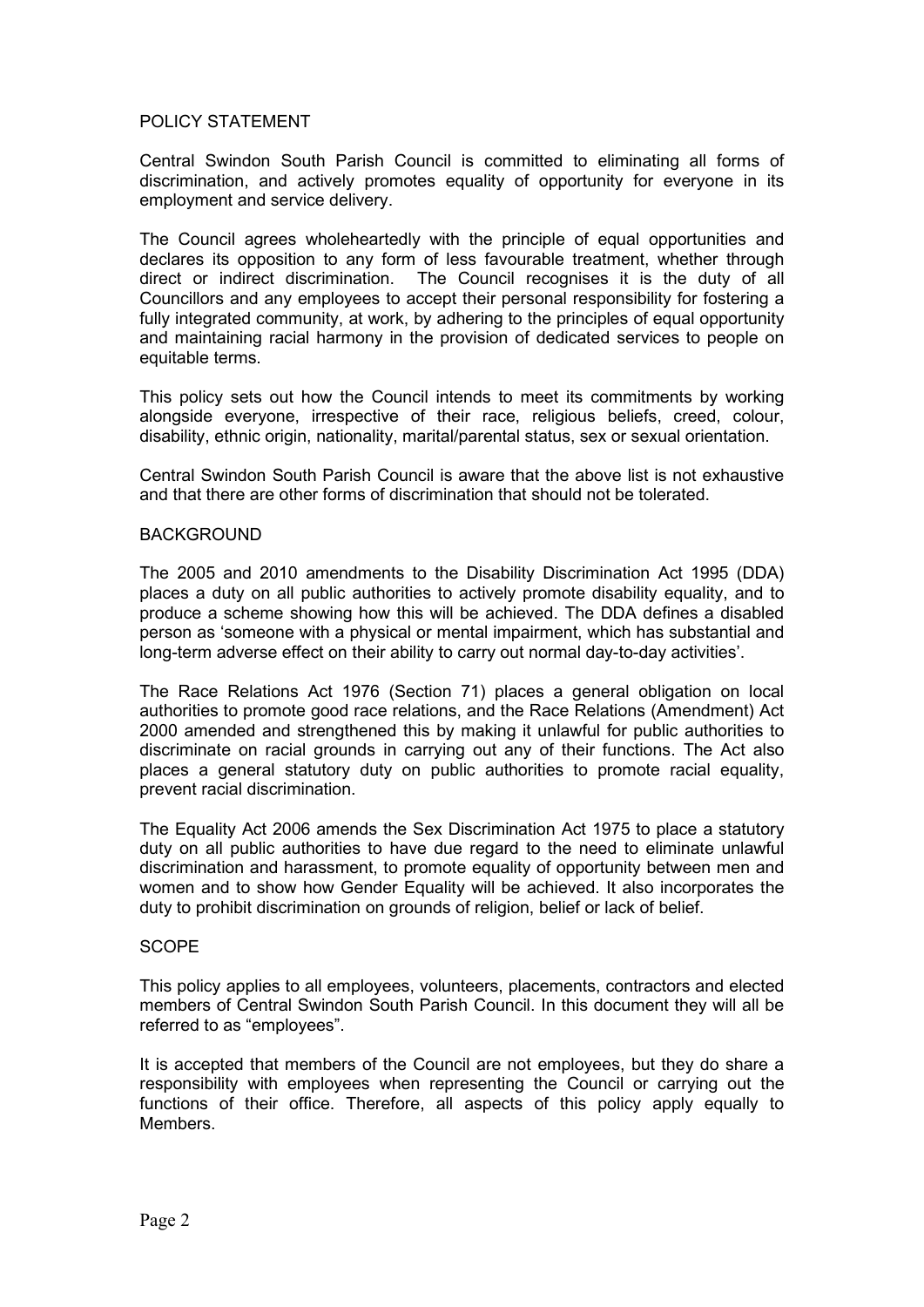## POLICY STATEMENT

Central Swindon South Parish Council is committed to eliminating all forms of discrimination, and actively promotes equality of opportunity for everyone in its employment and service delivery.

The Council agrees wholeheartedly with the principle of equal opportunities and declares its opposition to any form of less favourable treatment, whether through direct or indirect discrimination. The Council recognises it is the duty of all Councillors and any employees to accept their personal responsibility for fostering a fully integrated community, at work, by adhering to the principles of equal opportunity and maintaining racial harmony in the provision of dedicated services to people on equitable terms.

This policy sets out how the Council intends to meet its commitments by working alongside everyone, irrespective of their race, religious beliefs, creed, colour, disability, ethnic origin, nationality, marital/parental status, sex or sexual orientation.

Central Swindon South Parish Council is aware that the above list is not exhaustive and that there are other forms of discrimination that should not be tolerated.

## BACKGROUND

The 2005 and 2010 amendments to the Disability Discrimination Act 1995 (DDA) places a duty on all public authorities to actively promote disability equality, and to produce a scheme showing how this will be achieved. The DDA defines a disabled person as 'someone with a physical or mental impairment, which has substantial and long-term adverse effect on their ability to carry out normal day-to-day activities'.

The Race Relations Act 1976 (Section 71) places a general obligation on local authorities to promote good race relations, and the Race Relations (Amendment) Act 2000 amended and strengthened this by making it unlawful for public authorities to discriminate on racial grounds in carrying out any of their functions. The Act also places a general statutory duty on public authorities to promote racial equality, prevent racial discrimination.

The Equality Act 2006 amends the Sex Discrimination Act 1975 to place a statutory duty on all public authorities to have due regard to the need to eliminate unlawful discrimination and harassment, to promote equality of opportunity between men and women and to show how Gender Equality will be achieved. It also incorporates the duty to prohibit discrimination on grounds of religion, belief or lack of belief.

## SCOPE

This policy applies to all employees, volunteers, placements, contractors and elected members of Central Swindon South Parish Council. In this document they will all be referred to as "employees".

It is accepted that members of the Council are not employees, but they do share a responsibility with employees when representing the Council or carrying out the functions of their office. Therefore, all aspects of this policy apply equally to Members.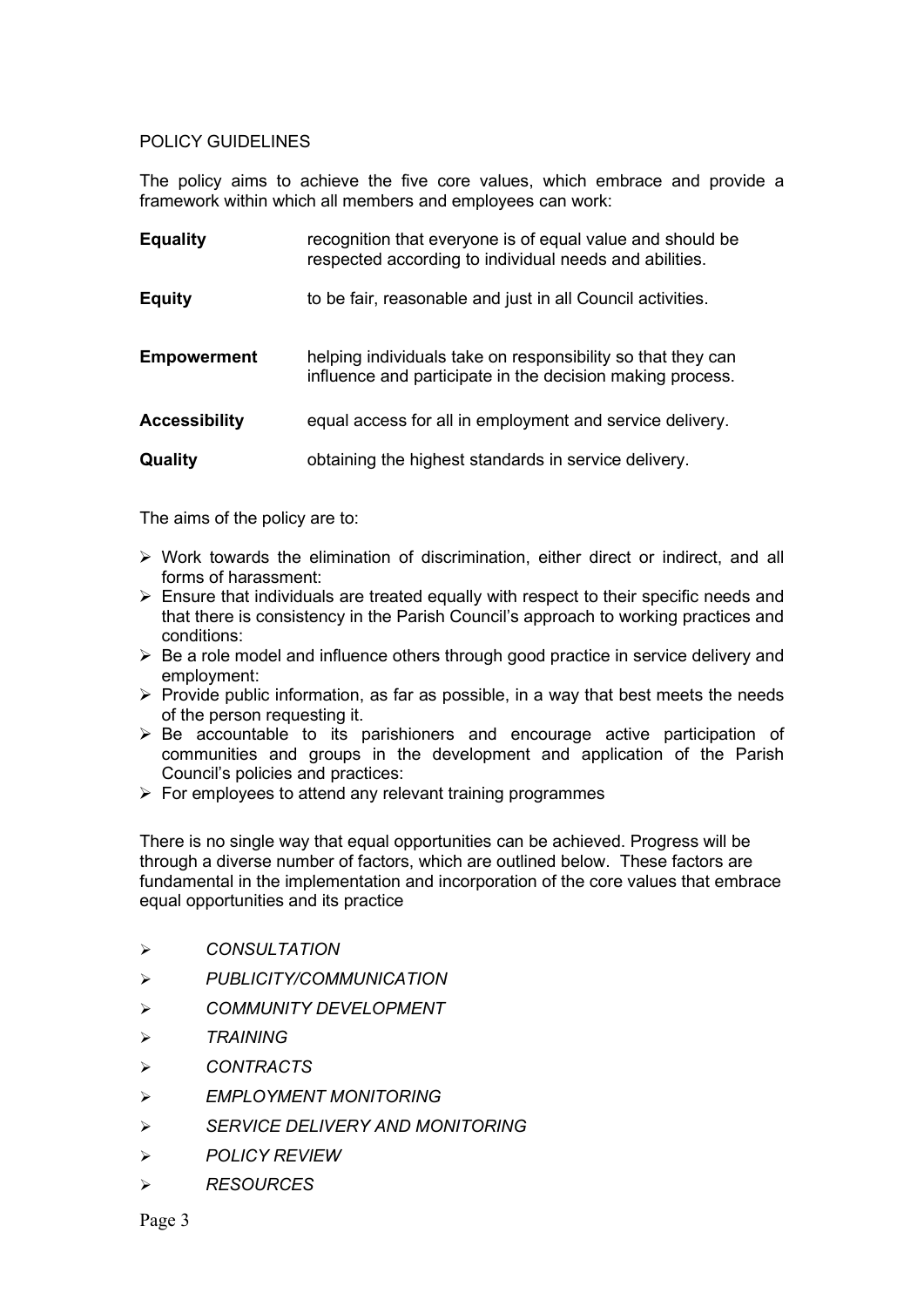POLICY GUIDELINES

The policy aims to achieve the five core values, which embrace and provide a framework within which all members and employees can work:

| | |
|---|---|
| **Equality** | recognition that everyone is of equal value and should be respected according to individual needs and abilities. |
| **Equity** | to be fair, reasonable and just in all Council activities. |
| **Empowerment** | helping individuals take on responsibility so that they can influence and participate in the decision making process. |
| **Accessibility** | equal access for all in employment and service delivery. |
| **Quality** | obtaining the highest standards in service delivery. |

The aims of the policy are to:

- Work towards the elimination of discrimination, either direct or indirect, and all forms of harassment:
- Ensure that individuals are treated equally with respect to their specific needs and that there is consistency in the Parish Council's approach to working practices and conditions:
- Be a role model and influence others through good practice in service delivery and employment:
- Provide public information, as far as possible, in a way that best meets the needs of the person requesting it.
- Be accountable to its parishioners and encourage active participation of communities and groups in the development and application of the Parish Council's policies and practices:
- For employees to attend any relevant training programmes

There is no single way that equal opportunities can be achieved. Progress will be through a diverse number of factors, which are outlined below. These factors are fundamental in the implementation and incorporation of the core values that embrace equal opportunities and its practice

- *CONSULTATION*
- *PUBLICITY/COMMUNICATION*
- *COMMUNITY DEVELOPMENT*
- *TRAINING*
- *CONTRACTS*
- *EMPLOYMENT MONITORING*
- *SERVICE DELIVERY AND MONITORING*
- *POLICY REVIEW*
- *RESOURCES*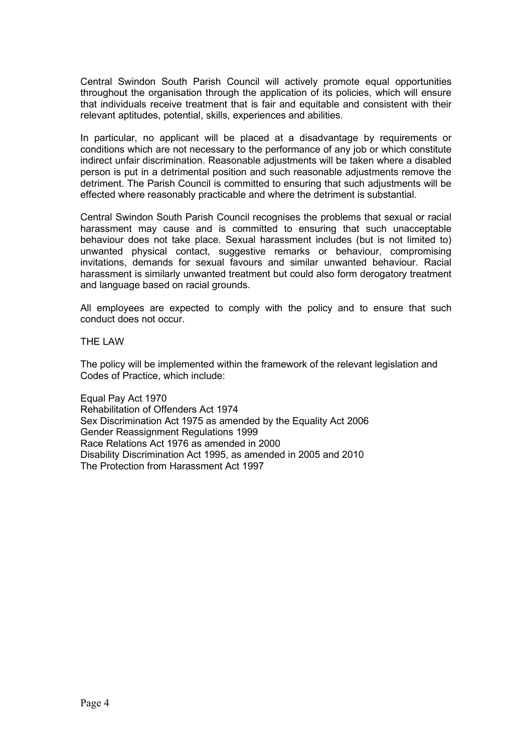Central Swindon South Parish Council will actively promote equal opportunities throughout the organisation through the application of its policies, which will ensure that individuals receive treatment that is fair and equitable and consistent with their relevant aptitudes, potential, skills, experiences and abilities.

In particular, no applicant will be placed at a disadvantage by requirements or conditions which are not necessary to the performance of any job or which constitute indirect unfair discrimination. Reasonable adjustments will be taken where a disabled person is put in a detrimental position and such reasonable adjustments remove the detriment. The Parish Council is committed to ensuring that such adjustments will be effected where reasonably practicable and where the detriment is substantial.

Central Swindon South Parish Council recognises the problems that sexual or racial harassment may cause and is committed to ensuring that such unacceptable behaviour does not take place. Sexual harassment includes (but is not limited to) unwanted physical contact, suggestive remarks or behaviour, compromising invitations, demands for sexual favours and similar unwanted behaviour. Racial harassment is similarly unwanted treatment but could also form derogatory treatment and language based on racial grounds.

All employees are expected to comply with the policy and to ensure that such conduct does not occur.

## THE LAW

The policy will be implemented within the framework of the relevant legislation and Codes of Practice, which include:

Equal Pay Act 1970
Rehabilitation of Offenders Act 1974
Sex Discrimination Act 1975 as amended by the Equality Act 2006
Gender Reassignment Regulations 1999
Race Relations Act 1976 as amended in 2000
Disability Discrimination Act 1995, as amended in 2005 and 2010
The Protection from Harassment Act 1997